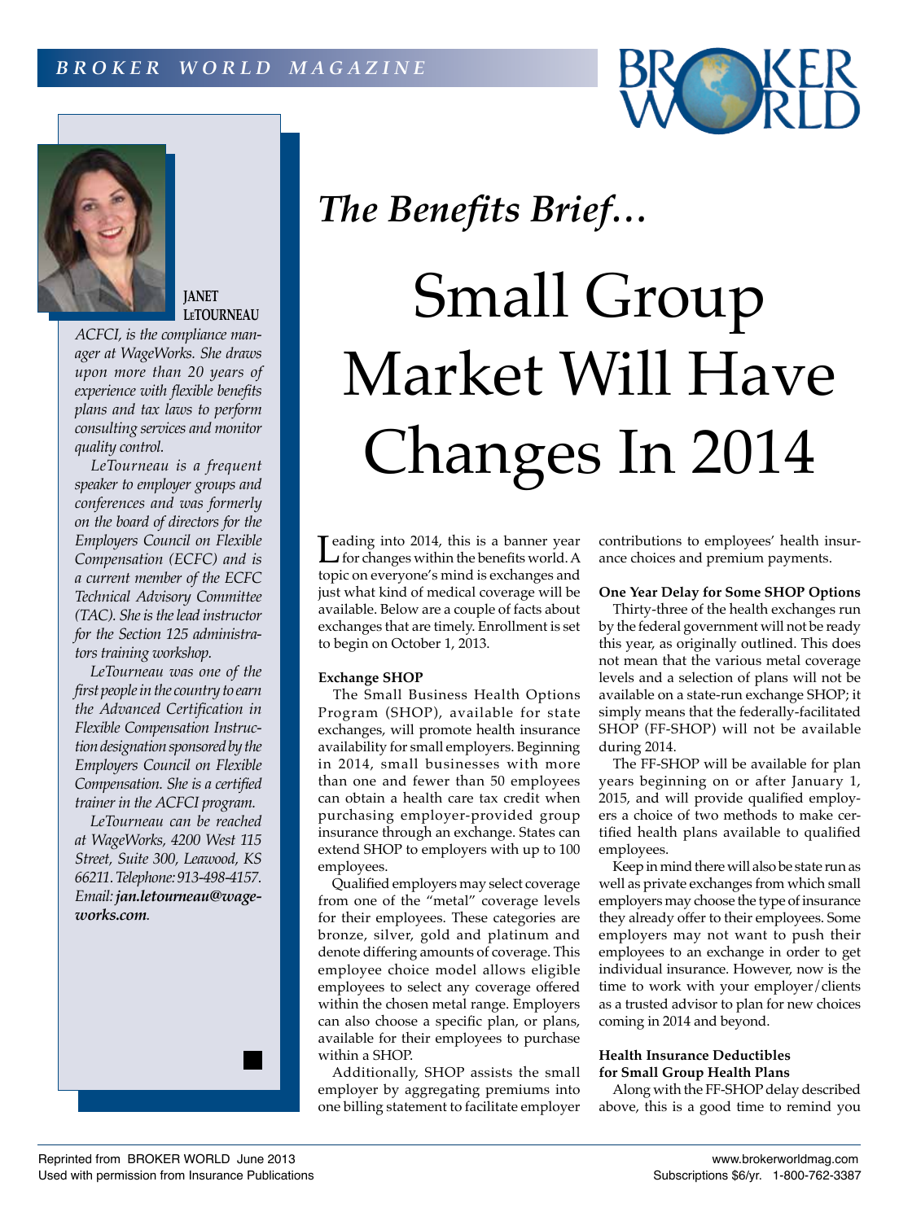*The Benefits Brief…*

# Small Group Market Will Have Changes In 2014

**JANET LeTOURNEAU**

*ACFCI, is the compliance manager at WageWorks. She draws upon more than 20 years of experience with flexible benefits plans and tax laws to perform consulting services and monitor quality control.*

*LeTourneau is a frequent speaker to employer groups and conferences and was formerly on the board of directors for the Employers Council on Flexible Compensation (ECFC) and is a current member of the ECFC Technical Advisory Committee (TAC). She is the lead instructor for the Section 125 administrators training workshop.*

*LeTourneau was one of the first people in the country to earn the Advanced Certification in Flexible Compensation Instruction designation sponsored by the Employers Council on Flexible Compensation. She is a certified trainer in the ACFCI program.*

*LeTourneau can be reached at WageWorks, 4200 West 115 Street, Suite 300, Leawood, KS 66211. Telephone: 913-498-4157. Email: **jan.letourneau@wageworks.com**.*

Leading into 2014, this is a banner year for changes within the benefits world. A topic on everyone's mind is exchanges and just what kind of medical coverage will be available. Below are a couple of facts about exchanges that are timely. Enrollment is set to begin on October 1, 2013.

### Exchange SHOP

The Small Business Health Options Program (SHOP), available for state exchanges, will promote health insurance availability for small employers. Beginning in 2014, small businesses with more than one and fewer than 50 employees can obtain a health care tax credit when purchasing employer-provided group insurance through an exchange. States can extend SHOP to employers with up to 100 employees.

Qualified employers may select coverage from one of the "metal" coverage levels for their employees. These categories are bronze, silver, gold and platinum and denote differing amounts of coverage. This employee choice model allows eligible employees to select any coverage offered within the chosen metal range. Employers can also choose a specific plan, or plans, available for their employees to purchase within a SHOP.

Additionally, SHOP assists the small employer by aggregating premiums into one billing statement to facilitate employer contributions to employees' health insurance choices and premium payments.

### One Year Delay for Some SHOP Options

Thirty-three of the health exchanges run by the federal government will not be ready this year, as originally outlined. This does not mean that the various metal coverage levels and a selection of plans will not be available on a state-run exchange SHOP; it simply means that the federally-facilitated SHOP (FF-SHOP) will not be available during 2014.

The FF-SHOP will be available for plan years beginning on or after January 1, 2015, and will provide qualified employers a choice of two methods to make certified health plans available to qualified employees.

Keep in mind there will also be state run as well as private exchanges from which small employers may choose the type of insurance they already offer to their employees. Some employers may not want to push their employees to an exchange in order to get individual insurance. However, now is the time to work with your employer/clients as a trusted advisor to plan for new choices coming in 2014 and beyond.

### Health Insurance Deductibles for Small Group Health Plans

Along with the FF-SHOP delay described above, this is a good time to remind you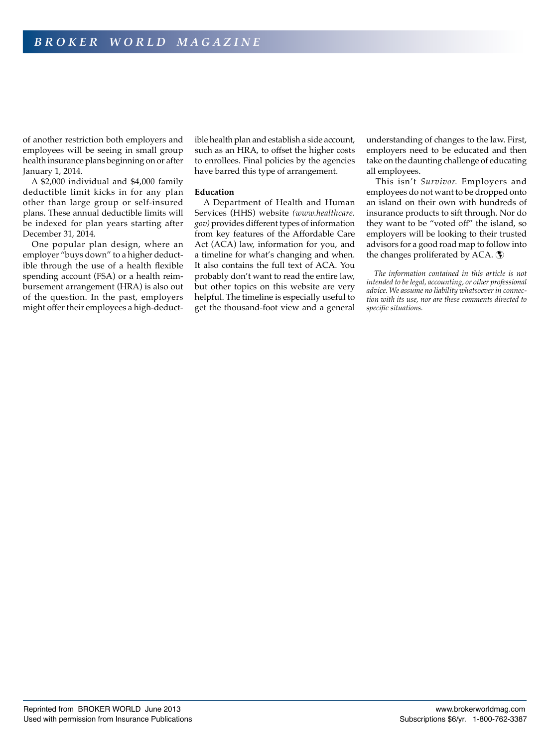of another restriction both employers and employees will be seeing in small group health insurance plans beginning on or after January 1, 2014.

A $2,000 individual and $4,000 family deductible limit kicks in for any plan other than large group or self-insured plans. These annual deductible limits will be indexed for plan years starting after December 31, 2014.

One popular plan design, where an employer "buys down" to a higher deductible through the use of a health flexible spending account (FSA) or a health reimbursement arrangement (HRA) is also out of the question. In the past, employers might offer their employees a high-deductible health plan and establish a side account, such as an HRA, to offset the higher costs to enrollees. Final policies by the agencies have barred this type of arrangement.

**Education**

A Department of Health and Human Services (HHS) website *(www.healthcare.gov)* provides different types of information from key features of the Affordable Care Act (ACA) law, information for you, and a timeline for what's changing and when. It also contains the full text of ACA. You probably don't want to read the entire law, but other topics on this website are very helpful. The timeline is especially useful to get the thousand-foot view and a general understanding of changes to the law. First, employers need to be educated and then take on the daunting challenge of educating all employees.

This isn't *Survivor.* Employers and employees do not want to be dropped onto an island on their own with hundreds of insurance products to sift through. Nor do they want to be "voted off" the island, so employers will be looking to their trusted advisors for a good road map to follow into the changes proliferated by ACA.

*The information contained in this article is not intended to be legal, accounting, or other professional advice. We assume no liability whatsoever in connection with its use, nor are these comments directed to specific situations.*

Reprinted from BROKER WORLD June 2013
Used with permission from Insurance Publications

www.brokerworldmag.com
Subscriptions $6/yr. 1-800-762-3387